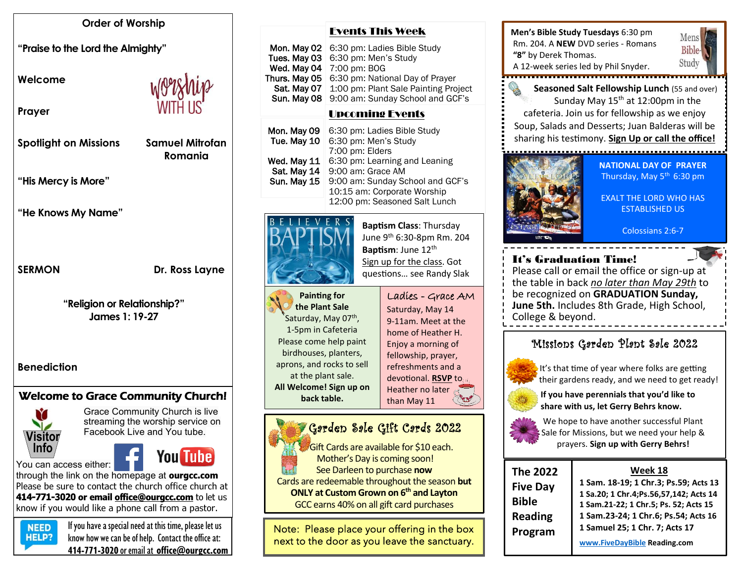## Order of Worship

**"Praise to the Lord the Almighty"**

**Welcome**

**Prayer**

**Spotlight on Missions** — **Samuel Mitrofan, Romania**

**"His Mercy is More"**

**"He Knows My Name"**

**SERMON** — **Dr. Ross Layne**

**"Religion or Relationship?"**
**James 1: 19-27**

**Benediction**

## Welcome to Grace Community Church!

Grace Community Church is live streaming the worship service on Facebook Live and You tube.

You can access either: through the link on the homepage at **ourgcc.com**

Please be sure to contact the church office church at **414-771-3020 or email office@ourgcc.com** to let us know if you would like a phone call from a pastor.

**NEED HELP?** If you have a special need at this time, please let us know how we can be of help. Contact the office at: **414-771-3020** or email at **office@ourgcc.com**

## Events This Week

| | |
|---|---|
| Mon. May 02 | 6:30 pm: Ladies Bible Study |
| Tues. May 03 | 6:30 pm: Men's Study |
| Wed. May 04 | 7:00 pm: BOG |
| Thurs. May 05 | 6:30 pm: National Day of Prayer |
| Sat. May 07 | 1:00 pm: Plant Sale Painting Project |
| Sun. May 08 | 9:00 am: Sunday School and GCF's |

## Upcoming Events

| | |
|---|---|
| Mon. May 09 | 6:30 pm: Ladies Bible Study |
| Tue. May 10 | 6:30 pm: Men's Study<br>7:00 pm: Elders |
| Wed. May 11 | 6:30 pm: Learning and Leaning |
| Sat. May 14 | 9:00 am: Grace AM |
| Sun. May 15 | 9:00 am: Sunday School and GCF's<br>10:15 am: Corporate Worship<br>12:00 pm: Seasoned Salt Lunch |

### Believers' Baptism

**Baptism Class**: Thursday June 9th 6:30-8pm Rm. 204
**Baptism**: June 12th
Sign up for the class. Got questions… see Randy Slak

### Painting for the Plant Sale

Saturday, May 07th, 1-5pm in Cafeteria
Please come help paint birdhouses, planters, aprons, and rocks to sell at the plant sale.
**All Welcome! Sign up on back table.**

### Ladies - Grace AM

Saturday, May 14
9-11am. Meet at the home of Heather H.
Enjoy a morning of fellowship, prayer, refreshments and a devotional. **RSVP** to Heather no later than May 11

### Garden Sale Gift Cards 2022

Gift Cards are available for $10 each.
Mother's Day is coming soon!
See Darleen to purchase **now**
Cards are redeemable throughout the season **but ONLY at Custom Grown on 6th and Layton**
GCC earns 40% on all gift card purchases

Note: Please place your offering in the box next to the door as you leave the sanctuary.

### Mens Bible Study

**Men's Bible Study Tuesdays** 6:30 pm Rm. 204. A **NEW** DVD series - Romans **"8"** by Derek Thomas.
A 12-week series led by Phil Snyder.

### Seasoned Salt Fellowship Lunch (55 and over)

Sunday May 15th at 12:00pm in the cafeteria. Join us for fellowship as we enjoy Soup, Salads and Desserts; Juan Balderas will be sharing his testimony. **Sign Up or call the office!**

### NATIONAL DAY OF PRAYER

Thursday, May 5th 6:30 pm

EXALT THE LORD WHO HAS ESTABLISHED US

Colossians 2:6-7

### It's Graduation Time!

Please call or email the office or sign-up at the table in back *no later than May 29th* to be recognized on **GRADUATION Sunday, June 5th.** Includes 8th Grade, High School, College & beyond.

### Missions Garden Plant Sale 2022

It's that time of year where folks are getting their gardens ready, and we need to get ready!

**If you have perennials that you'd like to share with us, let Gerry Behrs know.**

We hope to have another successful Plant Sale for Missions, but we need your help & prayers. **Sign up with Gerry Behrs!**

### The 2022 Five Day Bible Reading Program

**Week 18**

- **1 Sam. 18-19; 1 Chr.3; Ps.59; Acts 13**
- **1 Sa.20; 1 Chr.4;Ps.56,57,142; Acts 14**
- **1 Sam.21-22; 1 Chr.5; Ps. 52; Acts 15**
- **1 Sam.23-24; 1 Chr.6; Ps.54; Acts 16**
- **1 Samuel 25; 1 Chr. 7; Acts 17**

**www.FiveDayBible Reading.com**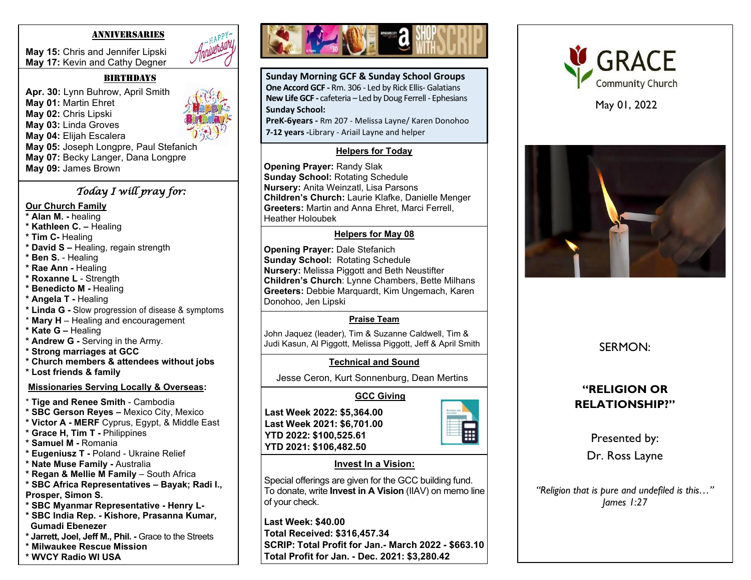## ANNIVERSARIES

**May 15:** Chris and Jennifer Lipski
**May 17:** Kevin and Cathy Degner

## BIRTHDAYS

**Apr. 30:** Lynn Buhrow, April Smith
**May 01:** Martin Ehret
**May 02:** Chris Lipski
**May 03:** Linda Groves
**May 04:** Elijah Escalera
**May 05:** Joseph Longpre, Paul Stefanich
**May 07:** Becky Langer, Dana Longpre
**May 09:** James Brown

## *Today I will pray for:*

**Our Church Family**

* **Alan M. -** healing
* **Kathleen C. –** Healing
* **Tim C-** Healing
* **David S –** Healing, regain strength
* **Ben S.** - Healing
* **Rae Ann -** Healing
* **Roxanne L** - Strength
* **Benedicto M -** Healing
* **Angela T -** Healing
* **Linda G -** Slow progression of disease & symptoms
* **Mary H** – Healing and encouragement
* **Kate G –** Healing
* **Andrew G -** Serving in the Army.
* **Strong marriages at GCC**
* **Church members & attendees without jobs**
* **Lost friends & family**

**Missionaries Serving Locally & Overseas:**

* **Tige and Renee Smith** - Cambodia
* **SBC Gerson Reyes –** Mexico City, Mexico
* **Victor A - MERF** Cyprus, Egypt, & Middle East
* **Grace H, Tim T -** Philippines
* **Samuel M -** Romania
* **Eugeniusz T -** Poland - Ukraine Relief
* **Nate Muse Family -** Australia
* **Regan & Mellie M Family** – South Africa
* **SBC Africa Representatives – Bayak; Radi I., Prosper, Simon S.**
* **SBC Myanmar Representative - Henry L-**
* **SBC India Rep. - Kishore, Prasanna Kumar, Gumadi Ebenezer**
* **Jarrett, Joel, Jeff M., Phil. -** Grace to the Streets
* **Milwaukee Rescue Mission**
* **WVCY Radio WI USA**

SHOP WITH SCRIP

**Sunday Morning GCF & Sunday School Groups**
**One Accord GCF -** Rm. 306 - Led by Rick Ellis- Galatians
**New Life GCF -** cafeteria – Led by Doug Ferrell - Ephesians
**Sunday School:**
**PreK-6years -** Rm 207 - Melissa Layne/ Karen Donohoo
**7-12 years -**Library - Ariail Layne and helper

### Helpers for Today

**Opening Prayer:** Randy Slak
**Sunday School:** Rotating Schedule
**Nursery:** Anita Weinzatl, Lisa Parsons
**Children's Church:** Laurie Klafke, Danielle Menger
**Greeters:** Martin and Anna Ehret, Marci Ferrell, Heather Holoubek

### Helpers for May 08

**Opening Prayer:** Dale Stefanich
**Sunday School:** Rotating Schedule
**Nursery:** Melissa Piggott and Beth Neustifter
**Children's Church**: Lynne Chambers, Bette Milhans
**Greeters:** Debbie Marquardt, Kim Ungemach, Karen Donohoo, Jen Lipski

### Praise Team

John Jaquez (leader), Tim & Suzanne Caldwell, Tim & Judi Kasun, Al Piggott, Melissa Piggott, Jeff & April Smith

### Technical and Sound

Jesse Ceron, Kurt Sonnenburg, Dean Mertins

### GCC Giving

**Last Week 2022: $5,364.00**
**Last Week 2021: $6,701.00**
**YTD 2022: $100,525.61**
**YTD 2021: $106,482.50**

### Invest In a Vision:

Special offerings are given for the GCC building fund. To donate, write **Invest in A Vision** (IIAV) on memo line of your check.

**Last Week: $40.00**
**Total Received: $316,457.34**
**SCRIP: Total Profit for Jan.- March 2022 - $663.10**
**Total Profit for Jan. - Dec. 2021: $3,280.42**

# GRACE
Community Church

May 01, 2022

SERMON:

## "RELIGION OR RELATIONSHIP?"

Presented by:
Dr. Ross Layne

*"Religion that is pure and undefiled is this…"*
*James 1:27*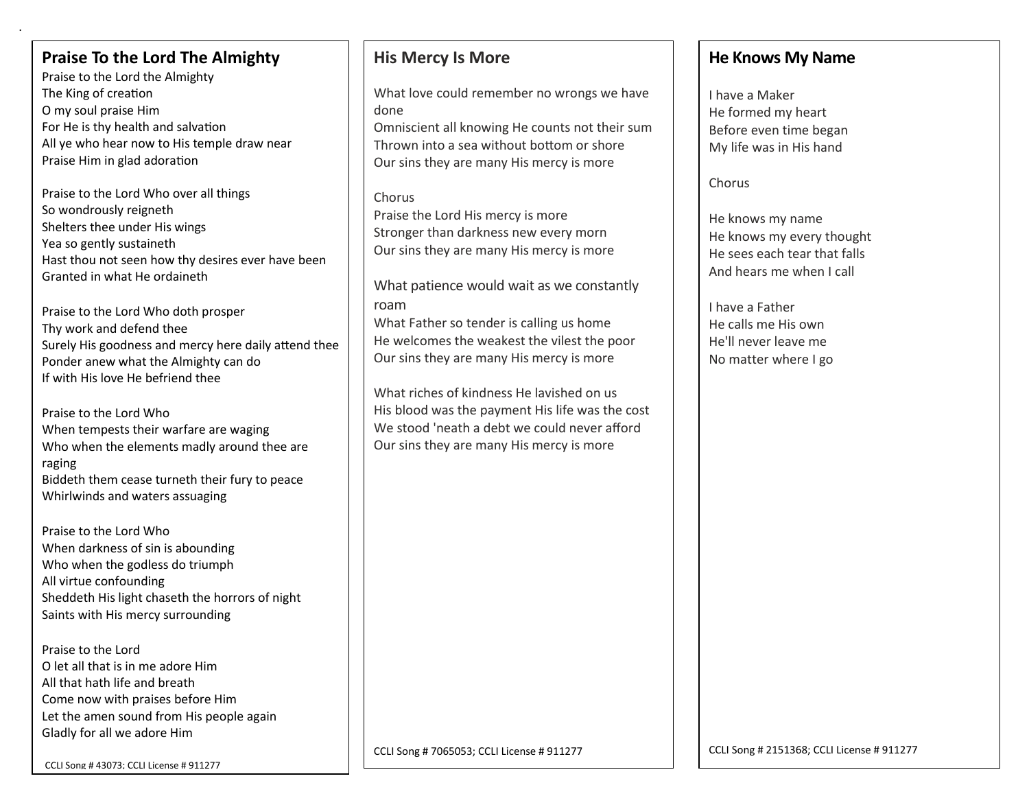## Praise To the Lord The Almighty

Praise to the Lord the Almighty
The King of creation
O my soul praise Him
For He is thy health and salvation
All ye who hear now to His temple draw near
Praise Him in glad adoration

Praise to the Lord Who over all things
So wondrously reigneth
Shelters thee under His wings
Yea so gently sustaineth
Hast thou not seen how thy desires ever have been
Granted in what He ordaineth

Praise to the Lord Who doth prosper
Thy work and defend thee
Surely His goodness and mercy here daily attend thee
Ponder anew what the Almighty can do
If with His love He befriend thee

Praise to the Lord Who
When tempests their warfare are waging
Who when the elements madly around thee are raging
Biddeth them cease turneth their fury to peace
Whirlwinds and waters assuaging

Praise to the Lord Who
When darkness of sin is abounding
Who when the godless do triumph
All virtue confounding
Sheddeth His light chaseth the horrors of night
Saints with His mercy surrounding

Praise to the Lord
O let all that is in me adore Him
All that hath life and breath
Come now with praises before Him
Let the amen sound from His people again
Gladly for all we adore Him

CCLI Song # 43073; CCLI License # 911277

## His Mercy Is More

What love could remember no wrongs we have done
Omniscient all knowing He counts not their sum
Thrown into a sea without bottom or shore
Our sins they are many His mercy is more

Chorus
Praise the Lord His mercy is more
Stronger than darkness new every morn
Our sins they are many His mercy is more

What patience would wait as we constantly roam
What Father so tender is calling us home
He welcomes the weakest the vilest the poor
Our sins they are many His mercy is more

What riches of kindness He lavished on us
His blood was the payment His life was the cost
We stood 'neath a debt we could never afford
Our sins they are many His mercy is more

CCLI Song # 7065053; CCLI License # 911277

## He Knows My Name

I have a Maker
He formed my heart
Before even time began
My life was in His hand

Chorus

He knows my name
He knows my every thought
He sees each tear that falls
And hears me when I call

I have a Father
He calls me His own
He'll never leave me
No matter where I go

CCLI Song # 2151368; CCLI License # 911277